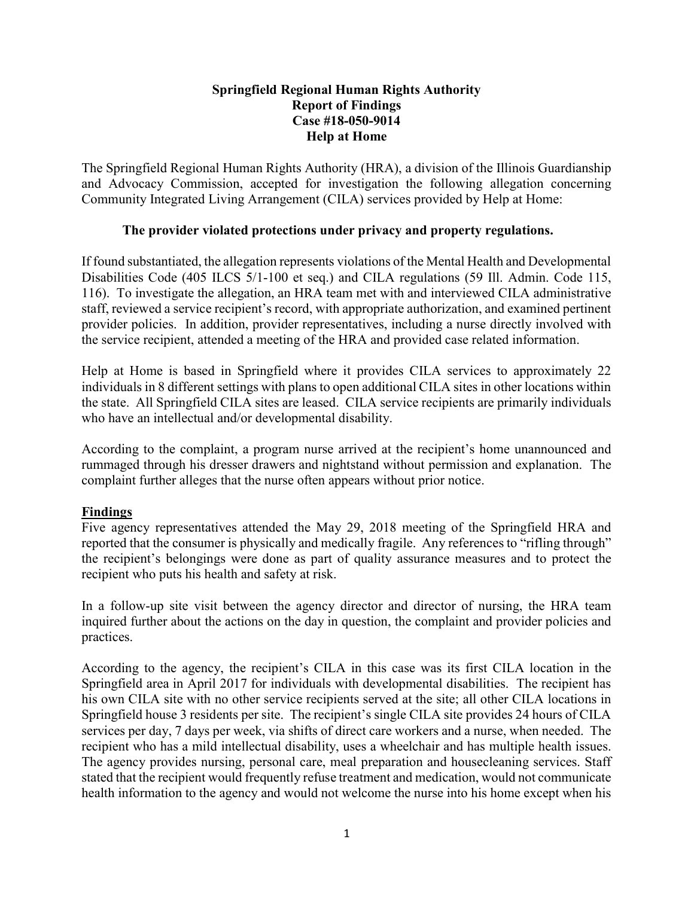**Springfield Regional Human Rights Authority**
**Report of Findings**
**Case #18-050-9014**
**Help at Home**

The Springfield Regional Human Rights Authority (HRA), a division of the Illinois Guardianship and Advocacy Commission, accepted for investigation the following allegation concerning Community Integrated Living Arrangement (CILA) services provided by Help at Home:

**The provider violated protections under privacy and property regulations.**

If found substantiated, the allegation represents violations of the Mental Health and Developmental Disabilities Code (405 ILCS 5/1-100 et seq.) and CILA regulations (59 Ill. Admin. Code 115, 116). To investigate the allegation, an HRA team met with and interviewed CILA administrative staff, reviewed a service recipient's record, with appropriate authorization, and examined pertinent provider policies. In addition, provider representatives, including a nurse directly involved with the service recipient, attended a meeting of the HRA and provided case related information.

Help at Home is based in Springfield where it provides CILA services to approximately 22 individuals in 8 different settings with plans to open additional CILA sites in other locations within the state. All Springfield CILA sites are leased. CILA service recipients are primarily individuals who have an intellectual and/or developmental disability.

According to the complaint, a program nurse arrived at the recipient's home unannounced and rummaged through his dresser drawers and nightstand without permission and explanation. The complaint further alleges that the nurse often appears without prior notice.

## Findings

Five agency representatives attended the May 29, 2018 meeting of the Springfield HRA and reported that the consumer is physically and medically fragile. Any references to "rifling through" the recipient's belongings were done as part of quality assurance measures and to protect the recipient who puts his health and safety at risk.

In a follow-up site visit between the agency director and director of nursing, the HRA team inquired further about the actions on the day in question, the complaint and provider policies and practices.

According to the agency, the recipient's CILA in this case was its first CILA location in the Springfield area in April 2017 for individuals with developmental disabilities. The recipient has his own CILA site with no other service recipients served at the site; all other CILA locations in Springfield house 3 residents per site. The recipient's single CILA site provides 24 hours of CILA services per day, 7 days per week, via shifts of direct care workers and a nurse, when needed. The recipient who has a mild intellectual disability, uses a wheelchair and has multiple health issues. The agency provides nursing, personal care, meal preparation and housecleaning services. Staff stated that the recipient would frequently refuse treatment and medication, would not communicate health information to the agency and would not welcome the nurse into his home except when his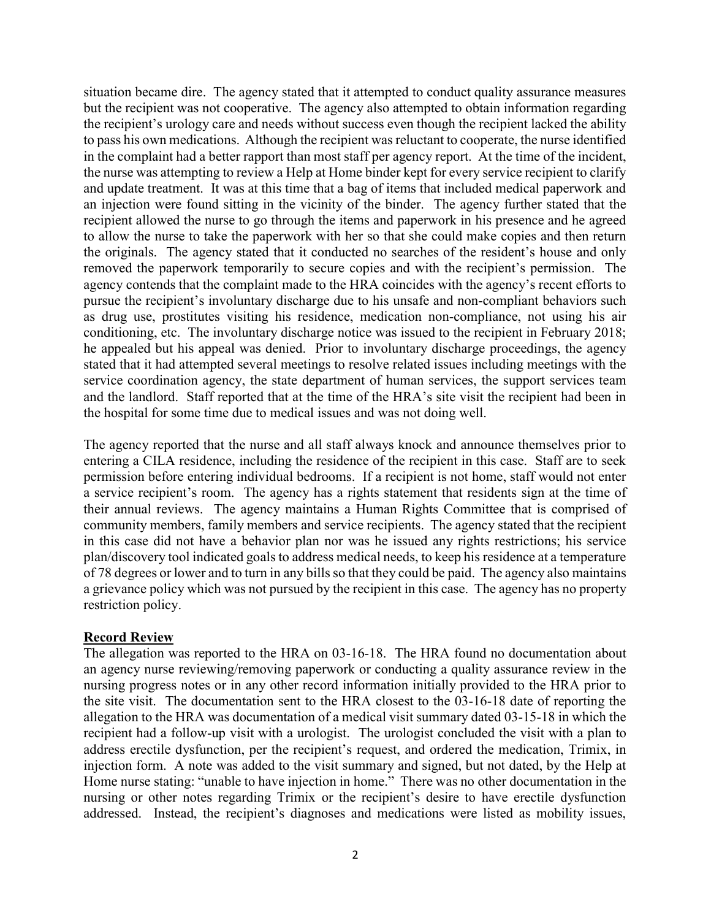situation became dire. The agency stated that it attempted to conduct quality assurance measures but the recipient was not cooperative. The agency also attempted to obtain information regarding the recipient's urology care and needs without success even though the recipient lacked the ability to pass his own medications. Although the recipient was reluctant to cooperate, the nurse identified in the complaint had a better rapport than most staff per agency report. At the time of the incident, the nurse was attempting to review a Help at Home binder kept for every service recipient to clarify and update treatment. It was at this time that a bag of items that included medical paperwork and an injection were found sitting in the vicinity of the binder. The agency further stated that the recipient allowed the nurse to go through the items and paperwork in his presence and he agreed to allow the nurse to take the paperwork with her so that she could make copies and then return the originals. The agency stated that it conducted no searches of the resident's house and only removed the paperwork temporarily to secure copies and with the recipient's permission. The agency contends that the complaint made to the HRA coincides with the agency's recent efforts to pursue the recipient's involuntary discharge due to his unsafe and non-compliant behaviors such as drug use, prostitutes visiting his residence, medication non-compliance, not using his air conditioning, etc. The involuntary discharge notice was issued to the recipient in February 2018; he appealed but his appeal was denied. Prior to involuntary discharge proceedings, the agency stated that it had attempted several meetings to resolve related issues including meetings with the service coordination agency, the state department of human services, the support services team and the landlord. Staff reported that at the time of the HRA's site visit the recipient had been in the hospital for some time due to medical issues and was not doing well.

The agency reported that the nurse and all staff always knock and announce themselves prior to entering a CILA residence, including the residence of the recipient in this case. Staff are to seek permission before entering individual bedrooms. If a recipient is not home, staff would not enter a service recipient's room. The agency has a rights statement that residents sign at the time of their annual reviews. The agency maintains a Human Rights Committee that is comprised of community members, family members and service recipients. The agency stated that the recipient in this case did not have a behavior plan nor was he issued any rights restrictions; his service plan/discovery tool indicated goals to address medical needs, to keep his residence at a temperature of 78 degrees or lower and to turn in any bills so that they could be paid. The agency also maintains a grievance policy which was not pursued by the recipient in this case. The agency has no property restriction policy.

**Record Review**

The allegation was reported to the HRA on 03-16-18. The HRA found no documentation about an agency nurse reviewing/removing paperwork or conducting a quality assurance review in the nursing progress notes or in any other record information initially provided to the HRA prior to the site visit. The documentation sent to the HRA closest to the 03-16-18 date of reporting the allegation to the HRA was documentation of a medical visit summary dated 03-15-18 in which the recipient had a follow-up visit with a urologist. The urologist concluded the visit with a plan to address erectile dysfunction, per the recipient's request, and ordered the medication, Trimix, in injection form. A note was added to the visit summary and signed, but not dated, by the Help at Home nurse stating: "unable to have injection in home." There was no other documentation in the nursing or other notes regarding Trimix or the recipient's desire to have erectile dysfunction addressed. Instead, the recipient's diagnoses and medications were listed as mobility issues,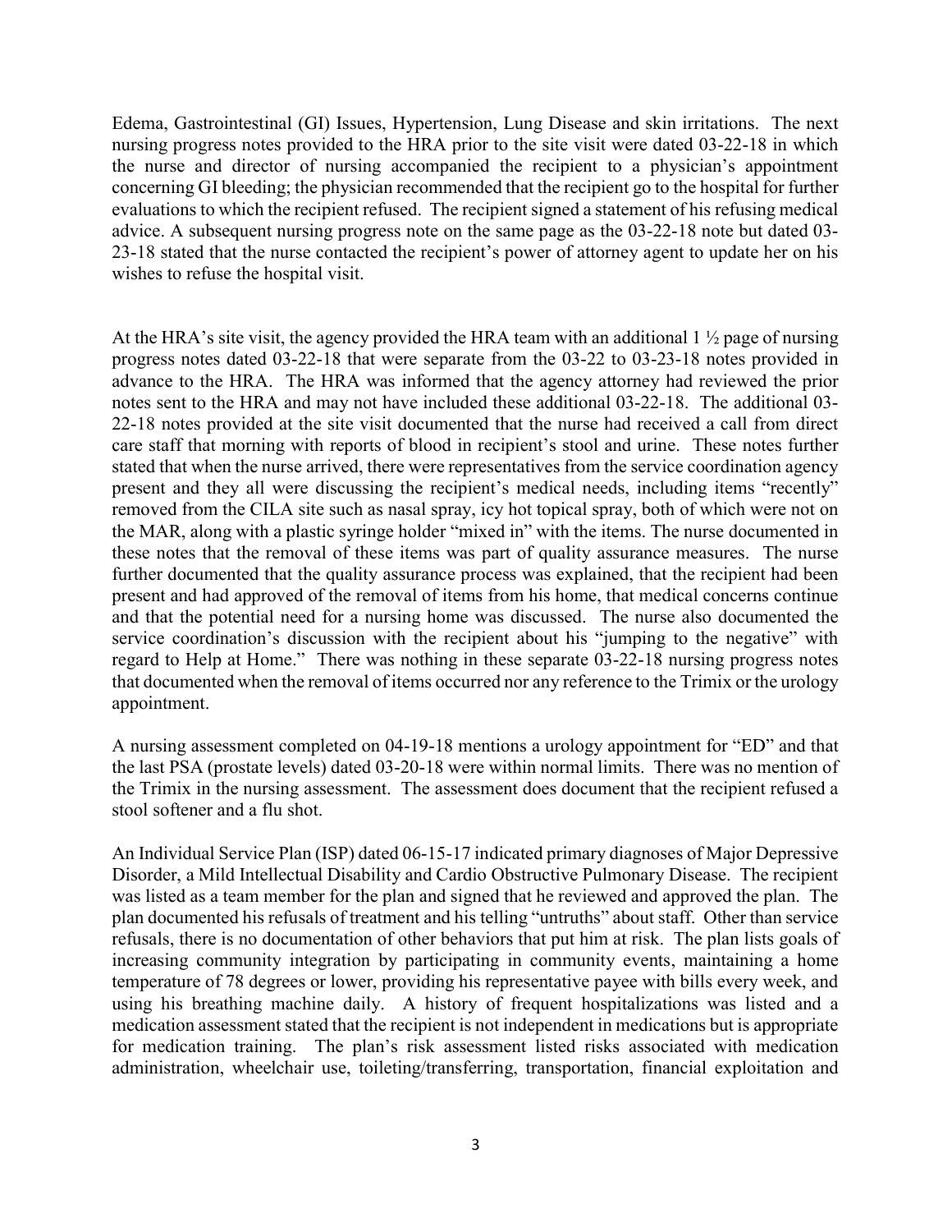Edema, Gastrointestinal (GI) Issues, Hypertension, Lung Disease and skin irritations. The next nursing progress notes provided to the HRA prior to the site visit were dated 03-22-18 in which the nurse and director of nursing accompanied the recipient to a physician's appointment concerning GI bleeding; the physician recommended that the recipient go to the hospital for further evaluations to which the recipient refused. The recipient signed a statement of his refusing medical advice. A subsequent nursing progress note on the same page as the 03-22-18 note but dated 03-23-18 stated that the nurse contacted the recipient's power of attorney agent to update her on his wishes to refuse the hospital visit.

At the HRA's site visit, the agency provided the HRA team with an additional 1 ½ page of nursing progress notes dated 03-22-18 that were separate from the 03-22 to 03-23-18 notes provided in advance to the HRA. The HRA was informed that the agency attorney had reviewed the prior notes sent to the HRA and may not have included these additional 03-22-18. The additional 03-22-18 notes provided at the site visit documented that the nurse had received a call from direct care staff that morning with reports of blood in recipient's stool and urine. These notes further stated that when the nurse arrived, there were representatives from the service coordination agency present and they all were discussing the recipient's medical needs, including items "recently" removed from the CILA site such as nasal spray, icy hot topical spray, both of which were not on the MAR, along with a plastic syringe holder "mixed in" with the items. The nurse documented in these notes that the removal of these items was part of quality assurance measures. The nurse further documented that the quality assurance process was explained, that the recipient had been present and had approved of the removal of items from his home, that medical concerns continue and that the potential need for a nursing home was discussed. The nurse also documented the service coordination's discussion with the recipient about his "jumping to the negative" with regard to Help at Home." There was nothing in these separate 03-22-18 nursing progress notes that documented when the removal of items occurred nor any reference to the Trimix or the urology appointment.

A nursing assessment completed on 04-19-18 mentions a urology appointment for "ED" and that the last PSA (prostate levels) dated 03-20-18 were within normal limits. There was no mention of the Trimix in the nursing assessment. The assessment does document that the recipient refused a stool softener and a flu shot.

An Individual Service Plan (ISP) dated 06-15-17 indicated primary diagnoses of Major Depressive Disorder, a Mild Intellectual Disability and Cardio Obstructive Pulmonary Disease. The recipient was listed as a team member for the plan and signed that he reviewed and approved the plan. The plan documented his refusals of treatment and his telling "untruths" about staff. Other than service refusals, there is no documentation of other behaviors that put him at risk. The plan lists goals of increasing community integration by participating in community events, maintaining a home temperature of 78 degrees or lower, providing his representative payee with bills every week, and using his breathing machine daily. A history of frequent hospitalizations was listed and a medication assessment stated that the recipient is not independent in medications but is appropriate for medication training. The plan's risk assessment listed risks associated with medication administration, wheelchair use, toileting/transferring, transportation, financial exploitation and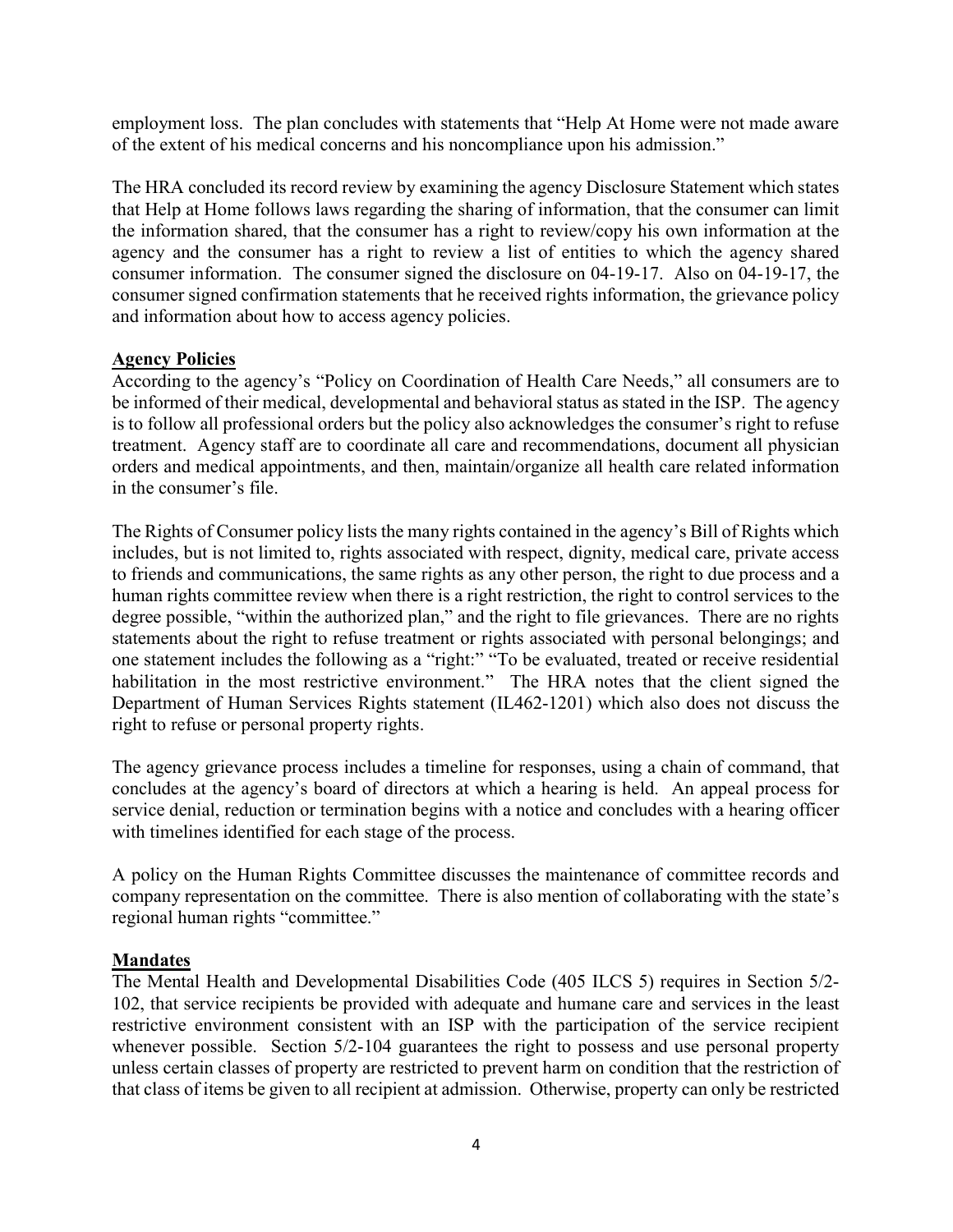employment loss. The plan concludes with statements that "Help At Home were not made aware of the extent of his medical concerns and his noncompliance upon his admission."

The HRA concluded its record review by examining the agency Disclosure Statement which states that Help at Home follows laws regarding the sharing of information, that the consumer can limit the information shared, that the consumer has a right to review/copy his own information at the agency and the consumer has a right to review a list of entities to which the agency shared consumer information. The consumer signed the disclosure on 04-19-17. Also on 04-19-17, the consumer signed confirmation statements that he received rights information, the grievance policy and information about how to access agency policies.

**Agency Policies**

According to the agency's "Policy on Coordination of Health Care Needs," all consumers are to be informed of their medical, developmental and behavioral status as stated in the ISP. The agency is to follow all professional orders but the policy also acknowledges the consumer's right to refuse treatment. Agency staff are to coordinate all care and recommendations, document all physician orders and medical appointments, and then, maintain/organize all health care related information in the consumer's file.

The Rights of Consumer policy lists the many rights contained in the agency's Bill of Rights which includes, but is not limited to, rights associated with respect, dignity, medical care, private access to friends and communications, the same rights as any other person, the right to due process and a human rights committee review when there is a right restriction, the right to control services to the degree possible, "within the authorized plan," and the right to file grievances. There are no rights statements about the right to refuse treatment or rights associated with personal belongings; and one statement includes the following as a "right:" "To be evaluated, treated or receive residential habilitation in the most restrictive environment." The HRA notes that the client signed the Department of Human Services Rights statement (IL462-1201) which also does not discuss the right to refuse or personal property rights.

The agency grievance process includes a timeline for responses, using a chain of command, that concludes at the agency's board of directors at which a hearing is held. An appeal process for service denial, reduction or termination begins with a notice and concludes with a hearing officer with timelines identified for each stage of the process.

A policy on the Human Rights Committee discusses the maintenance of committee records and company representation on the committee. There is also mention of collaborating with the state's regional human rights "committee."

**Mandates**

The Mental Health and Developmental Disabilities Code (405 ILCS 5) requires in Section 5/2-102, that service recipients be provided with adequate and humane care and services in the least restrictive environment consistent with an ISP with the participation of the service recipient whenever possible. Section 5/2-104 guarantees the right to possess and use personal property unless certain classes of property are restricted to prevent harm on condition that the restriction of that class of items be given to all recipient at admission. Otherwise, property can only be restricted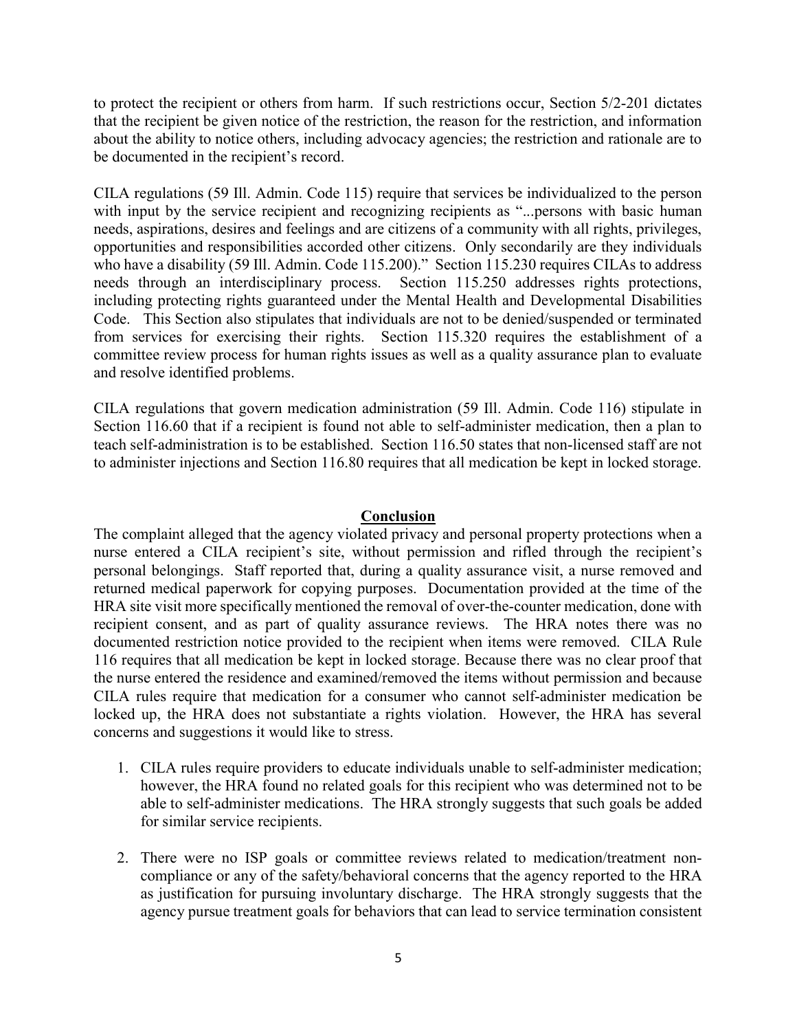to protect the recipient or others from harm. If such restrictions occur, Section 5/2-201 dictates that the recipient be given notice of the restriction, the reason for the restriction, and information about the ability to notice others, including advocacy agencies; the restriction and rationale are to be documented in the recipient's record.

CILA regulations (59 Ill. Admin. Code 115) require that services be individualized to the person with input by the service recipient and recognizing recipients as "...persons with basic human needs, aspirations, desires and feelings and are citizens of a community with all rights, privileges, opportunities and responsibilities accorded other citizens. Only secondarily are they individuals who have a disability (59 Ill. Admin. Code 115.200)." Section 115.230 requires CILAs to address needs through an interdisciplinary process. Section 115.250 addresses rights protections, including protecting rights guaranteed under the Mental Health and Developmental Disabilities Code. This Section also stipulates that individuals are not to be denied/suspended or terminated from services for exercising their rights. Section 115.320 requires the establishment of a committee review process for human rights issues as well as a quality assurance plan to evaluate and resolve identified problems.

CILA regulations that govern medication administration (59 Ill. Admin. Code 116) stipulate in Section 116.60 that if a recipient is found not able to self-administer medication, then a plan to teach self-administration is to be established. Section 116.50 states that non-licensed staff are not to administer injections and Section 116.80 requires that all medication be kept in locked storage.

## Conclusion

The complaint alleged that the agency violated privacy and personal property protections when a nurse entered a CILA recipient's site, without permission and rifled through the recipient's personal belongings. Staff reported that, during a quality assurance visit, a nurse removed and returned medical paperwork for copying purposes. Documentation provided at the time of the HRA site visit more specifically mentioned the removal of over-the-counter medication, done with recipient consent, and as part of quality assurance reviews. The HRA notes there was no documented restriction notice provided to the recipient when items were removed. CILA Rule 116 requires that all medication be kept in locked storage. Because there was no clear proof that the nurse entered the residence and examined/removed the items without permission and because CILA rules require that medication for a consumer who cannot self-administer medication be locked up, the HRA does not substantiate a rights violation. However, the HRA has several concerns and suggestions it would like to stress.

1. CILA rules require providers to educate individuals unable to self-administer medication; however, the HRA found no related goals for this recipient who was determined not to be able to self-administer medications. The HRA strongly suggests that such goals be added for similar service recipients.

2. There were no ISP goals or committee reviews related to medication/treatment non-compliance or any of the safety/behavioral concerns that the agency reported to the HRA as justification for pursuing involuntary discharge. The HRA strongly suggests that the agency pursue treatment goals for behaviors that can lead to service termination consistent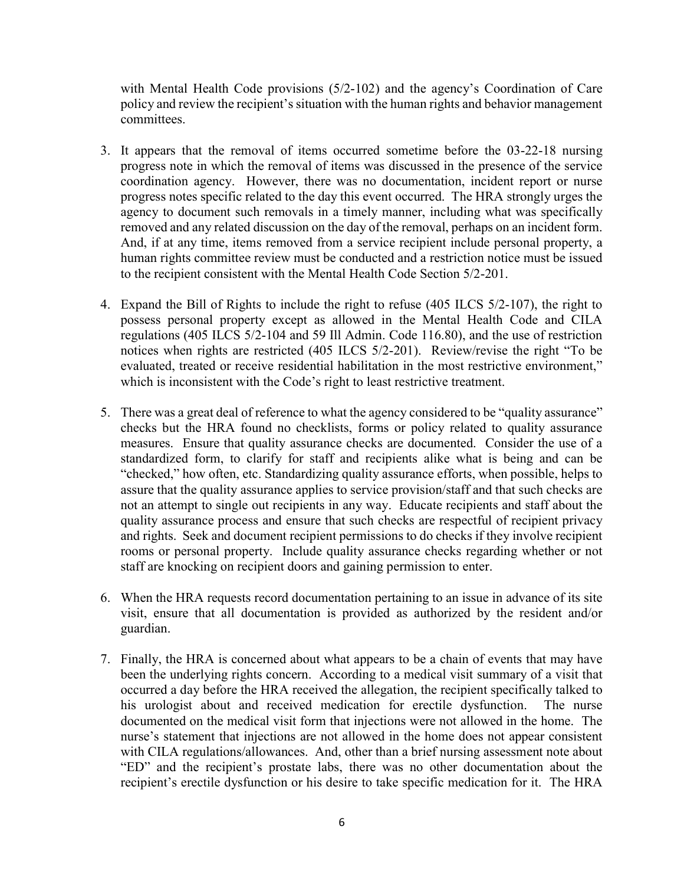with Mental Health Code provisions (5/2-102) and the agency's Coordination of Care policy and review the recipient's situation with the human rights and behavior management committees.

3. It appears that the removal of items occurred sometime before the 03-22-18 nursing progress note in which the removal of items was discussed in the presence of the service coordination agency. However, there was no documentation, incident report or nurse progress notes specific related to the day this event occurred. The HRA strongly urges the agency to document such removals in a timely manner, including what was specifically removed and any related discussion on the day of the removal, perhaps on an incident form. And, if at any time, items removed from a service recipient include personal property, a human rights committee review must be conducted and a restriction notice must be issued to the recipient consistent with the Mental Health Code Section 5/2-201.

4. Expand the Bill of Rights to include the right to refuse (405 ILCS 5/2-107), the right to possess personal property except as allowed in the Mental Health Code and CILA regulations (405 ILCS 5/2-104 and 59 Ill Admin. Code 116.80), and the use of restriction notices when rights are restricted (405 ILCS 5/2-201). Review/revise the right "To be evaluated, treated or receive residential habilitation in the most restrictive environment," which is inconsistent with the Code's right to least restrictive treatment.

5. There was a great deal of reference to what the agency considered to be "quality assurance" checks but the HRA found no checklists, forms or policy related to quality assurance measures. Ensure that quality assurance checks are documented. Consider the use of a standardized form, to clarify for staff and recipients alike what is being and can be "checked," how often, etc. Standardizing quality assurance efforts, when possible, helps to assure that the quality assurance applies to service provision/staff and that such checks are not an attempt to single out recipients in any way. Educate recipients and staff about the quality assurance process and ensure that such checks are respectful of recipient privacy and rights. Seek and document recipient permissions to do checks if they involve recipient rooms or personal property. Include quality assurance checks regarding whether or not staff are knocking on recipient doors and gaining permission to enter.

6. When the HRA requests record documentation pertaining to an issue in advance of its site visit, ensure that all documentation is provided as authorized by the resident and/or guardian.

7. Finally, the HRA is concerned about what appears to be a chain of events that may have been the underlying rights concern. According to a medical visit summary of a visit that occurred a day before the HRA received the allegation, the recipient specifically talked to his urologist about and received medication for erectile dysfunction. The nurse documented on the medical visit form that injections were not allowed in the home. The nurse's statement that injections are not allowed in the home does not appear consistent with CILA regulations/allowances. And, other than a brief nursing assessment note about "ED" and the recipient's prostate labs, there was no other documentation about the recipient's erectile dysfunction or his desire to take specific medication for it. The HRA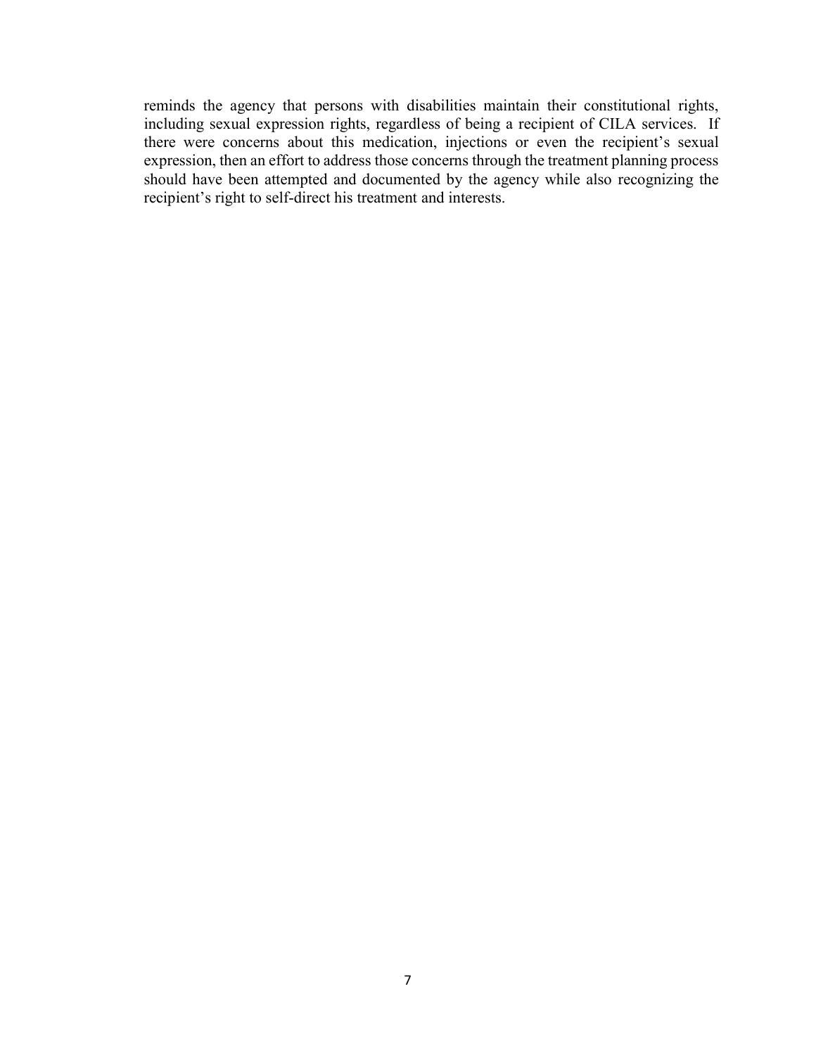reminds the agency that persons with disabilities maintain their constitutional rights, including sexual expression rights, regardless of being a recipient of CILA services. If there were concerns about this medication, injections or even the recipient's sexual expression, then an effort to address those concerns through the treatment planning process should have been attempted and documented by the agency while also recognizing the recipient's right to self-direct his treatment and interests.